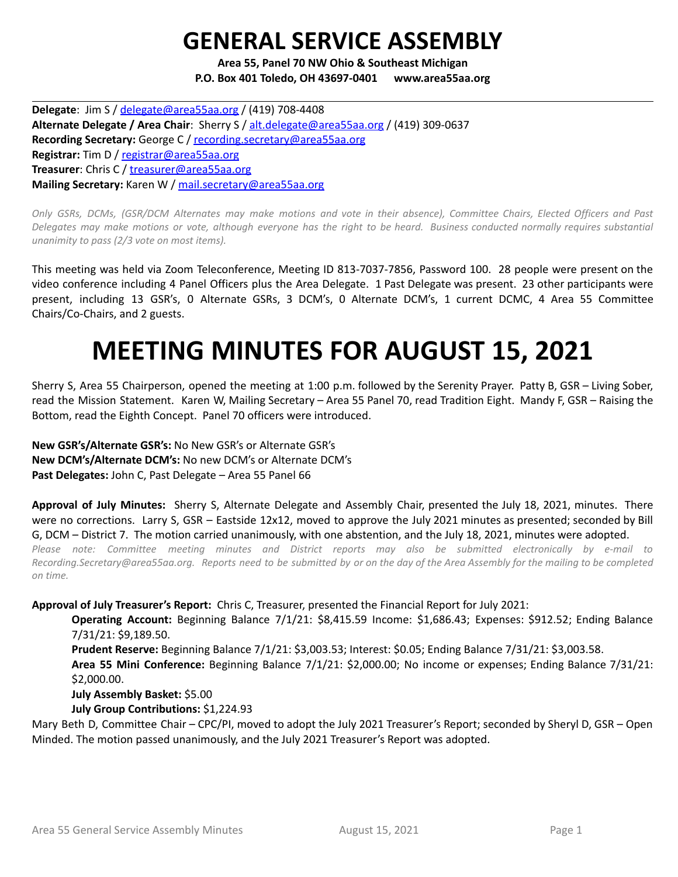# GENERAL SERVICE ASSEMBLY

**Area 55, Panel 70 NW Ohio & Southeast Michigan**
**P.O. Box 401 Toledo, OH 43697-0401 www.area55aa.org**

---

**Delegate**: Jim S / delegate@area55aa.org / (419) 708-4408
**Alternate Delegate / Area Chair**: Sherry S / alt.delegate@area55aa.org / (419) 309-0637
**Recording Secretary:** George C / recording.secretary@area55aa.org
**Registrar:** Tim D / registrar@area55aa.org
**Treasurer**: Chris C / treasurer@area55aa.org
**Mailing Secretary:** Karen W / mail.secretary@area55aa.org

*Only GSRs, DCMs, (GSR/DCM Alternates may make motions and vote in their absence), Committee Chairs, Elected Officers and Past Delegates may make motions or vote, although everyone has the right to be heard. Business conducted normally requires substantial unanimity to pass (2/3 vote on most items).*

This meeting was held via Zoom Teleconference, Meeting ID 813-7037-7856, Password 100. 28 people were present on the video conference including 4 Panel Officers plus the Area Delegate. 1 Past Delegate was present. 23 other participants were present, including 13 GSR's, 0 Alternate GSRs, 3 DCM's, 0 Alternate DCM's, 1 current DCMC, 4 Area 55 Committee Chairs/Co-Chairs, and 2 guests.

# MEETING MINUTES FOR AUGUST 15, 2021

Sherry S, Area 55 Chairperson, opened the meeting at 1:00 p.m. followed by the Serenity Prayer. Patty B, GSR – Living Sober, read the Mission Statement. Karen W, Mailing Secretary – Area 55 Panel 70, read Tradition Eight. Mandy F, GSR – Raising the Bottom, read the Eighth Concept. Panel 70 officers were introduced.

**New GSR's/Alternate GSR's:** No New GSR's or Alternate GSR's
**New DCM's/Alternate DCM's:** No new DCM's or Alternate DCM's
**Past Delegates:** John C, Past Delegate – Area 55 Panel 66

**Approval of July Minutes:** Sherry S, Alternate Delegate and Assembly Chair, presented the July 18, 2021, minutes. There were no corrections. Larry S, GSR – Eastside 12x12, moved to approve the July 2021 minutes as presented; seconded by Bill G, DCM – District 7. The motion carried unanimously, with one abstention, and the July 18, 2021, minutes were adopted.

*Please note: Committee meeting minutes and District reports may also be submitted electronically by e-mail to Recording.Secretary@area55aa.org. Reports need to be submitted by or on the day of the Area Assembly for the mailing to be completed on time.*

**Approval of July Treasurer's Report:** Chris C, Treasurer, presented the Financial Report for July 2021:

> **Operating Account:** Beginning Balance 7/1/21: $8,415.59 Income: $1,686.43; Expenses: $912.52; Ending Balance 7/31/21: $9,189.50.
>
> **Prudent Reserve:** Beginning Balance 7/1/21: $3,003.53; Interest: $0.05; Ending Balance 7/31/21: $3,003.58.
>
> **Area 55 Mini Conference:** Beginning Balance 7/1/21: $2,000.00; No income or expenses; Ending Balance 7/31/21: $2,000.00.
>
> **July Assembly Basket:** $5.00
>
> **July Group Contributions:** $1,224.93

Mary Beth D, Committee Chair – CPC/PI, moved to adopt the July 2021 Treasurer's Report; seconded by Sheryl D, GSR – Open Minded. The motion passed unanimously, and the July 2021 Treasurer's Report was adopted.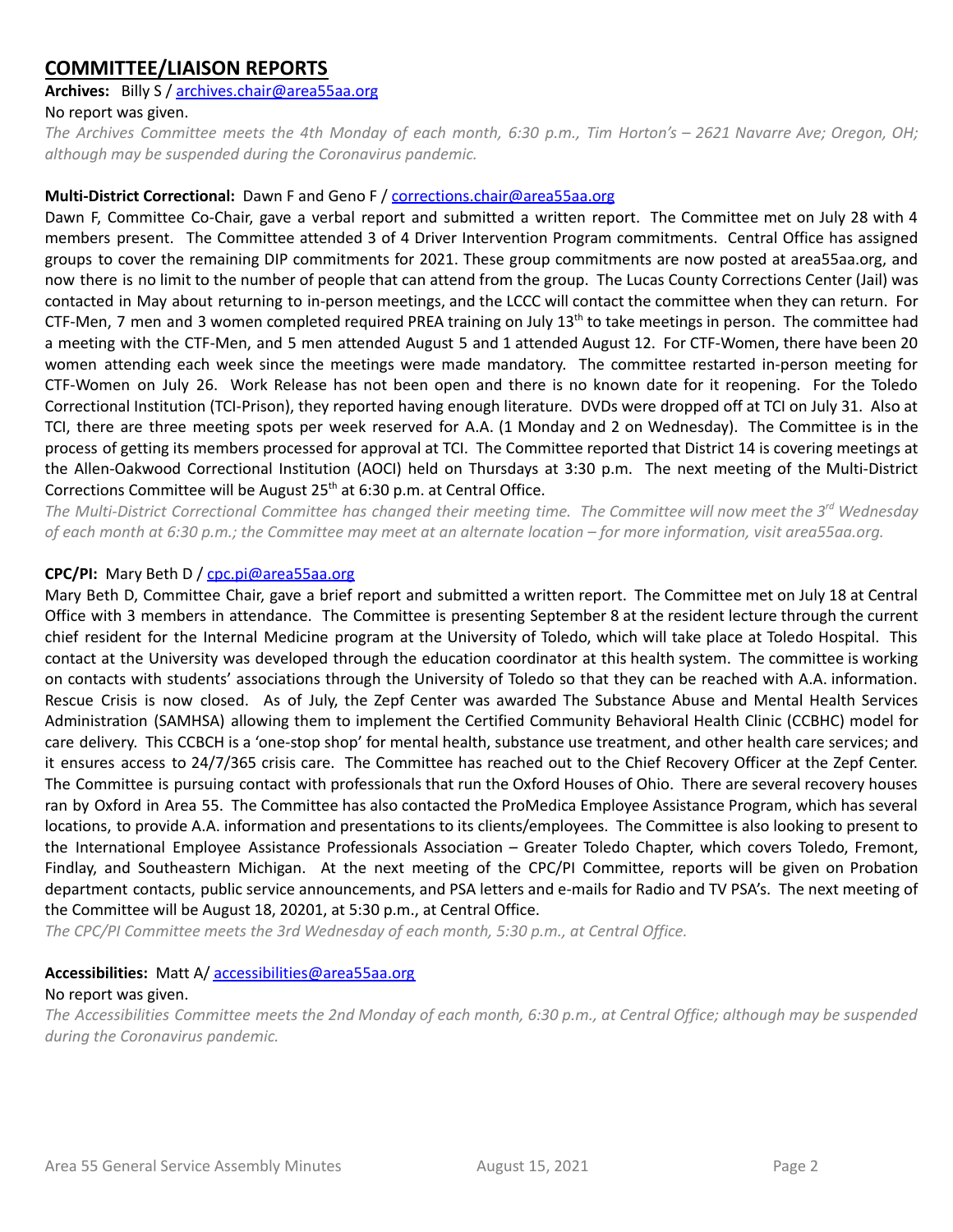## COMMITTEE/LIAISON REPORTS

**Archives:** Billy S / archives.chair@area55aa.org

No report was given.

*The Archives Committee meets the 4th Monday of each month, 6:30 p.m., Tim Horton's – 2621 Navarre Ave; Oregon, OH; although may be suspended during the Coronavirus pandemic.*

**Multi-District Correctional:** Dawn F and Geno F / corrections.chair@area55aa.org

Dawn F, Committee Co-Chair, gave a verbal report and submitted a written report. The Committee met on July 28 with 4 members present. The Committee attended 3 of 4 Driver Intervention Program commitments. Central Office has assigned groups to cover the remaining DIP commitments for 2021. These group commitments are now posted at area55aa.org, and now there is no limit to the number of people that can attend from the group. The Lucas County Corrections Center (Jail) was contacted in May about returning to in-person meetings, and the LCCC will contact the committee when they can return. For CTF-Men, 7 men and 3 women completed required PREA training on July 13th to take meetings in person. The committee had a meeting with the CTF-Men, and 5 men attended August 5 and 1 attended August 12. For CTF-Women, there have been 20 women attending each week since the meetings were made mandatory. The committee restarted in-person meeting for CTF-Women on July 26. Work Release has not been open and there is no known date for it reopening. For the Toledo Correctional Institution (TCI-Prison), they reported having enough literature. DVDs were dropped off at TCI on July 31. Also at TCI, there are three meeting spots per week reserved for A.A. (1 Monday and 2 on Wednesday). The Committee is in the process of getting its members processed for approval at TCI. The Committee reported that District 14 is covering meetings at the Allen-Oakwood Correctional Institution (AOCI) held on Thursdays at 3:30 p.m. The next meeting of the Multi-District Corrections Committee will be August 25th at 6:30 p.m. at Central Office.

*The Multi-District Correctional Committee has changed their meeting time. The Committee will now meet the 3rd Wednesday of each month at 6:30 p.m.; the Committee may meet at an alternate location – for more information, visit area55aa.org.*

**CPC/PI:** Mary Beth D / cpc.pi@area55aa.org

Mary Beth D, Committee Chair, gave a brief report and submitted a written report. The Committee met on July 18 at Central Office with 3 members in attendance. The Committee is presenting September 8 at the resident lecture through the current chief resident for the Internal Medicine program at the University of Toledo, which will take place at Toledo Hospital. This contact at the University was developed through the education coordinator at this health system. The committee is working on contacts with students' associations through the University of Toledo so that they can be reached with A.A. information. Rescue Crisis is now closed. As of July, the Zepf Center was awarded The Substance Abuse and Mental Health Services Administration (SAMHSA) allowing them to implement the Certified Community Behavioral Health Clinic (CCBHC) model for care delivery. This CCBCH is a 'one-stop shop' for mental health, substance use treatment, and other health care services; and it ensures access to 24/7/365 crisis care. The Committee has reached out to the Chief Recovery Officer at the Zepf Center. The Committee is pursuing contact with professionals that run the Oxford Houses of Ohio. There are several recovery houses ran by Oxford in Area 55. The Committee has also contacted the ProMedica Employee Assistance Program, which has several locations, to provide A.A. information and presentations to its clients/employees. The Committee is also looking to present to the International Employee Assistance Professionals Association – Greater Toledo Chapter, which covers Toledo, Fremont, Findlay, and Southeastern Michigan. At the next meeting of the CPC/PI Committee, reports will be given on Probation department contacts, public service announcements, and PSA letters and e-mails for Radio and TV PSA's. The next meeting of the Committee will be August 18, 20201, at 5:30 p.m., at Central Office.

*The CPC/PI Committee meets the 3rd Wednesday of each month, 5:30 p.m., at Central Office.*

**Accessibilities:** Matt A/ accessibilities@area55aa.org

No report was given.

*The Accessibilities Committee meets the 2nd Monday of each month, 6:30 p.m., at Central Office; although may be suspended during the Coronavirus pandemic.*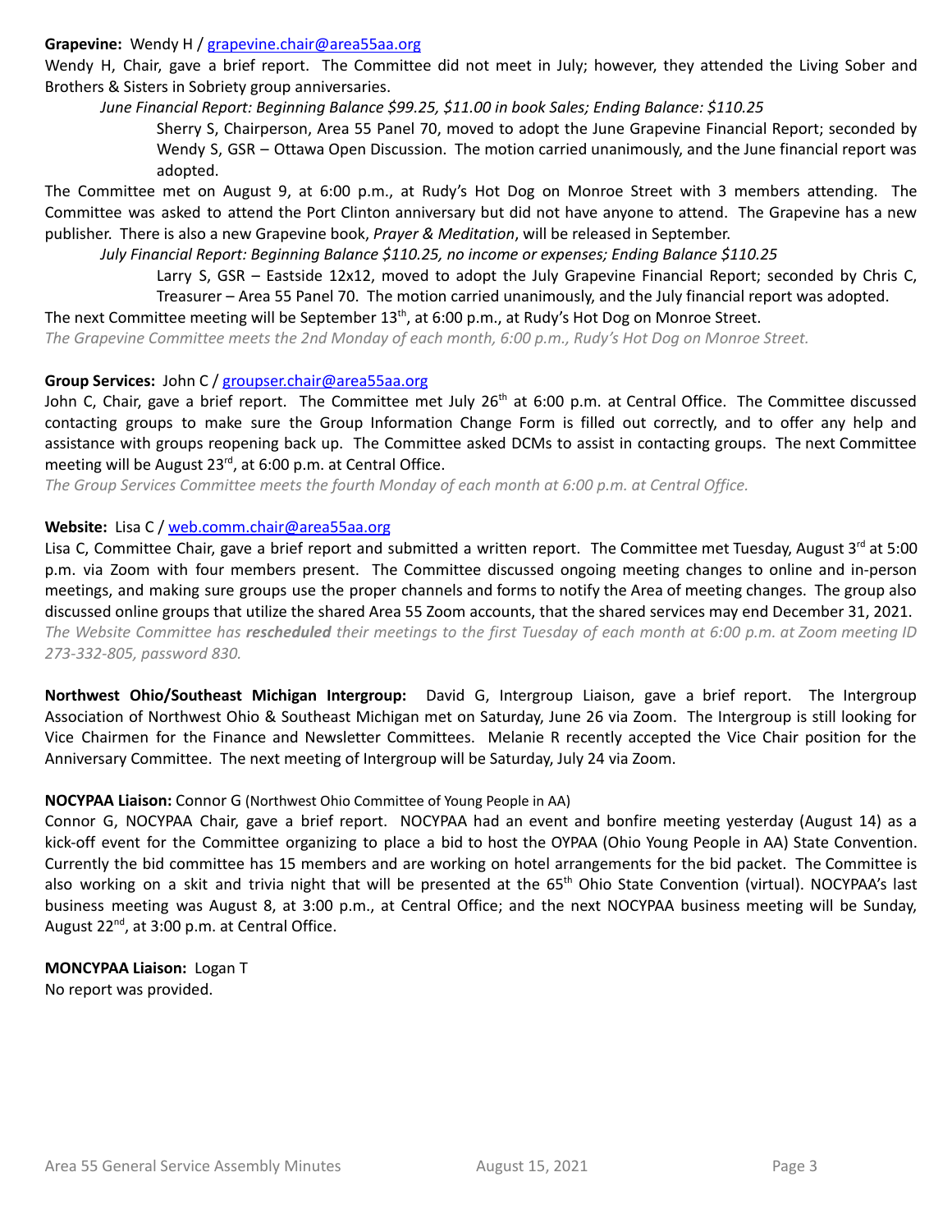**Grapevine:** Wendy H / grapevine.chair@area55aa.org

Wendy H, Chair, gave a brief report. The Committee did not meet in July; however, they attended the Living Sober and Brothers & Sisters in Sobriety group anniversaries.

*June Financial Report: Beginning Balance $99.25, $11.00 in book Sales; Ending Balance: $110.25*

> Sherry S, Chairperson, Area 55 Panel 70, moved to adopt the June Grapevine Financial Report; seconded by Wendy S, GSR – Ottawa Open Discussion. The motion carried unanimously, and the June financial report was adopted.

The Committee met on August 9, at 6:00 p.m., at Rudy's Hot Dog on Monroe Street with 3 members attending. The Committee was asked to attend the Port Clinton anniversary but did not have anyone to attend. The Grapevine has a new publisher. There is also a new Grapevine book, *Prayer & Meditation*, will be released in September.

*July Financial Report: Beginning Balance $110.25, no income or expenses; Ending Balance $110.25*

> Larry S, GSR – Eastside 12x12, moved to adopt the July Grapevine Financial Report; seconded by Chris C, Treasurer – Area 55 Panel 70. The motion carried unanimously, and the July financial report was adopted.

The next Committee meeting will be September 13th, at 6:00 p.m., at Rudy's Hot Dog on Monroe Street.

*The Grapevine Committee meets the 2nd Monday of each month, 6:00 p.m., Rudy's Hot Dog on Monroe Street.*

**Group Services:** John C / groupser.chair@area55aa.org

John C, Chair, gave a brief report. The Committee met July 26th at 6:00 p.m. at Central Office. The Committee discussed contacting groups to make sure the Group Information Change Form is filled out correctly, and to offer any help and assistance with groups reopening back up. The Committee asked DCMs to assist in contacting groups. The next Committee meeting will be August 23rd, at 6:00 p.m. at Central Office.

*The Group Services Committee meets the fourth Monday of each month at 6:00 p.m. at Central Office.*

**Website:** Lisa C / web.comm.chair@area55aa.org

Lisa C, Committee Chair, gave a brief report and submitted a written report. The Committee met Tuesday, August 3rd at 5:00 p.m. via Zoom with four members present. The Committee discussed ongoing meeting changes to online and in-person meetings, and making sure groups use the proper channels and forms to notify the Area of meeting changes. The group also discussed online groups that utilize the shared Area 55 Zoom accounts, that the shared services may end December 31, 2021.

*The Website Committee has* ***rescheduled*** *their meetings to the first Tuesday of each month at 6:00 p.m. at Zoom meeting ID 273-332-805, password 830.*

**Northwest Ohio/Southeast Michigan Intergroup:** David G, Intergroup Liaison, gave a brief report. The Intergroup Association of Northwest Ohio & Southeast Michigan met on Saturday, June 26 via Zoom. The Intergroup is still looking for Vice Chairmen for the Finance and Newsletter Committees. Melanie R recently accepted the Vice Chair position for the Anniversary Committee. The next meeting of Intergroup will be Saturday, July 24 via Zoom.

**NOCYPAA Liaison:** Connor G (Northwest Ohio Committee of Young People in AA)

Connor G, NOCYPAA Chair, gave a brief report. NOCYPAA had an event and bonfire meeting yesterday (August 14) as a kick-off event for the Committee organizing to place a bid to host the OYPAA (Ohio Young People in AA) State Convention. Currently the bid committee has 15 members and are working on hotel arrangements for the bid packet. The Committee is also working on a skit and trivia night that will be presented at the 65th Ohio State Convention (virtual). NOCYPAA's last business meeting was August 8, at 3:00 p.m., at Central Office; and the next NOCYPAA business meeting will be Sunday, August 22nd, at 3:00 p.m. at Central Office.

**MONCYPAA Liaison:** Logan T

No report was provided.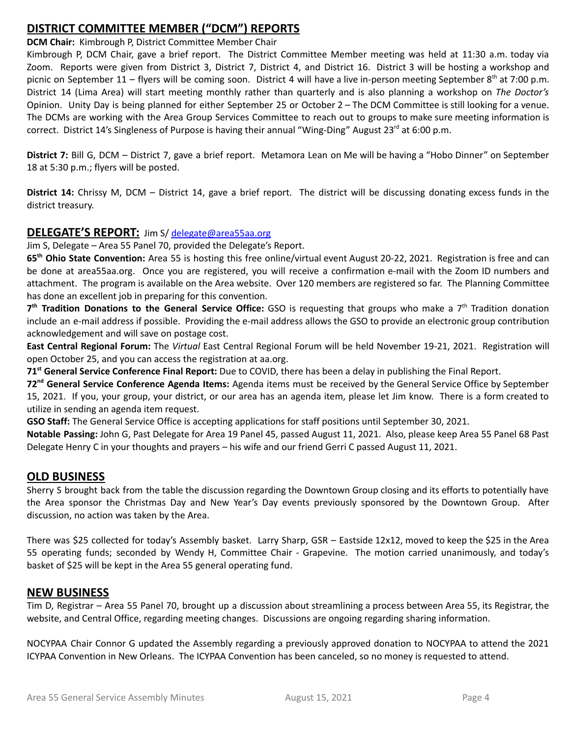## DISTRICT COMMITTEE MEMBER ("DCM") REPORTS

**DCM Chair:** Kimbrough P, District Committee Member Chair

Kimbrough P, DCM Chair, gave a brief report. The District Committee Member meeting was held at 11:30 a.m. today via Zoom. Reports were given from District 3, District 7, District 4, and District 16. District 3 will be hosting a workshop and picnic on September 11 – flyers will be coming soon. District 4 will have a live in-person meeting September 8th at 7:00 p.m. District 14 (Lima Area) will start meeting monthly rather than quarterly and is also planning a workshop on *The Doctor's* Opinion. Unity Day is being planned for either September 25 or October 2 – The DCM Committee is still looking for a venue. The DCMs are working with the Area Group Services Committee to reach out to groups to make sure meeting information is correct. District 14's Singleness of Purpose is having their annual "Wing-Ding" August 23rd at 6:00 p.m.

**District 7:** Bill G, DCM – District 7, gave a brief report. Metamora Lean on Me will be having a "Hobo Dinner" on September 18 at 5:30 p.m.; flyers will be posted.

**District 14:** Chrissy M, DCM – District 14, gave a brief report. The district will be discussing donating excess funds in the district treasury.

## DELEGATE'S REPORT: Jim S/ delegate@area55aa.org

Jim S, Delegate – Area 55 Panel 70, provided the Delegate's Report.

**65th Ohio State Convention:** Area 55 is hosting this free online/virtual event August 20-22, 2021. Registration is free and can be done at area55aa.org. Once you are registered, you will receive a confirmation e-mail with the Zoom ID numbers and attachment. The program is available on the Area website. Over 120 members are registered so far. The Planning Committee has done an excellent job in preparing for this convention.

**7th Tradition Donations to the General Service Office:** GSO is requesting that groups who make a 7th Tradition donation include an e-mail address if possible. Providing the e-mail address allows the GSO to provide an electronic group contribution acknowledgement and will save on postage cost.

**East Central Regional Forum:** The *Virtual* East Central Regional Forum will be held November 19-21, 2021. Registration will open October 25, and you can access the registration at aa.org.

**71st General Service Conference Final Report:** Due to COVID, there has been a delay in publishing the Final Report.

**72nd General Service Conference Agenda Items:** Agenda items must be received by the General Service Office by September 15, 2021. If you, your group, your district, or our area has an agenda item, please let Jim know. There is a form created to utilize in sending an agenda item request.

**GSO Staff:** The General Service Office is accepting applications for staff positions until September 30, 2021.

**Notable Passing:** John G, Past Delegate for Area 19 Panel 45, passed August 11, 2021. Also, please keep Area 55 Panel 68 Past Delegate Henry C in your thoughts and prayers – his wife and our friend Gerri C passed August 11, 2021.

## OLD BUSINESS

Sherry S brought back from the table the discussion regarding the Downtown Group closing and its efforts to potentially have the Area sponsor the Christmas Day and New Year's Day events previously sponsored by the Downtown Group. After discussion, no action was taken by the Area.

There was $25 collected for today's Assembly basket. Larry Sharp, GSR – Eastside 12x12, moved to keep the $25 in the Area 55 operating funds; seconded by Wendy H, Committee Chair - Grapevine. The motion carried unanimously, and today's basket of $25 will be kept in the Area 55 general operating fund.

## NEW BUSINESS

Tim D, Registrar – Area 55 Panel 70, brought up a discussion about streamlining a process between Area 55, its Registrar, the website, and Central Office, regarding meeting changes. Discussions are ongoing regarding sharing information.

NOCYPAA Chair Connor G updated the Assembly regarding a previously approved donation to NOCYPAA to attend the 2021 ICYPAA Convention in New Orleans. The ICYPAA Convention has been canceled, so no money is requested to attend.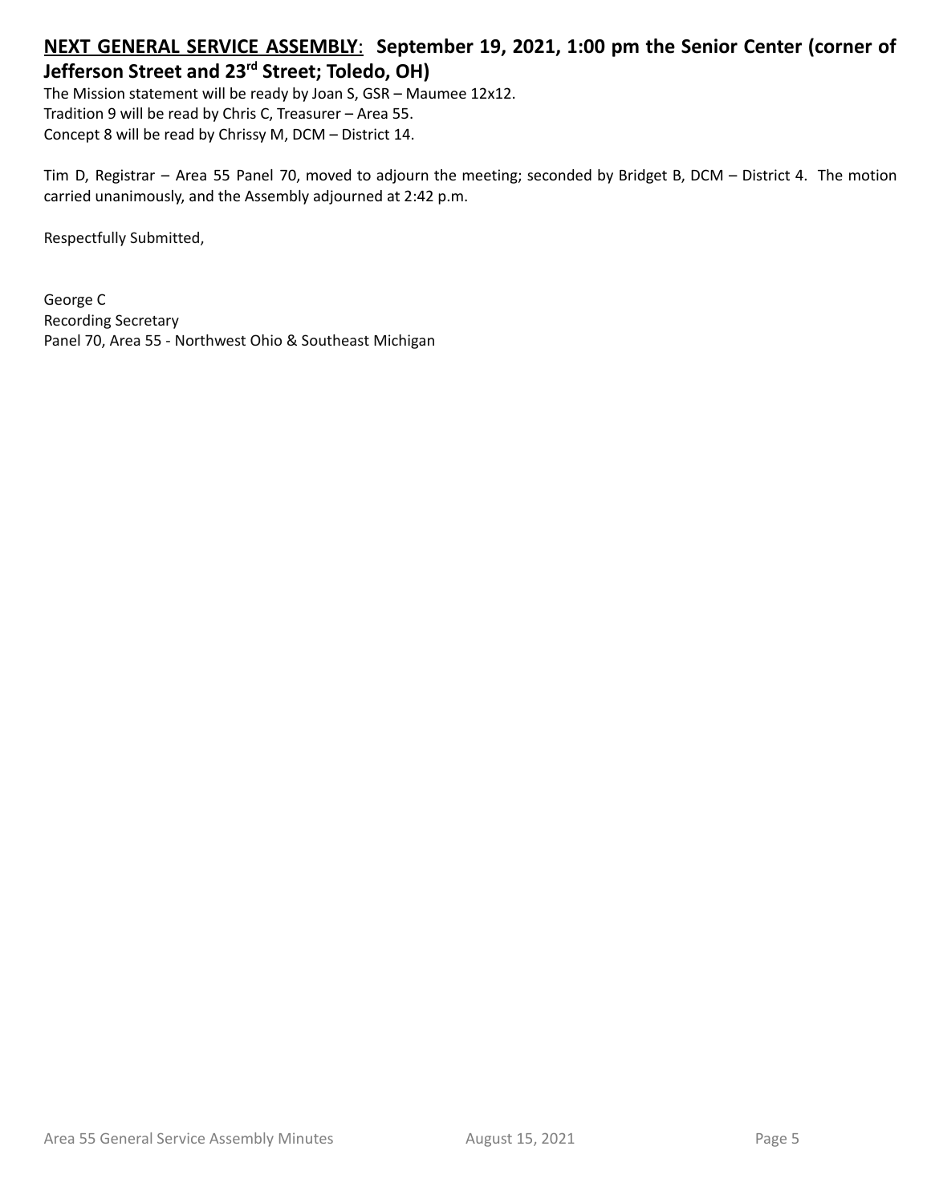**<u>NEXT GENERAL SERVICE ASSEMBLY</u>: September 19, 2021, 1:00 pm the Senior Center (corner of Jefferson Street and 23rd Street; Toledo, OH)**

The Mission statement will be ready by Joan S, GSR – Maumee 12x12.
Tradition 9 will be read by Chris C, Treasurer – Area 55.
Concept 8 will be read by Chrissy M, DCM – District 14.

Tim D, Registrar – Area 55 Panel 70, moved to adjourn the meeting; seconded by Bridget B, DCM – District 4. The motion carried unanimously, and the Assembly adjourned at 2:42 p.m.

Respectfully Submitted,

George C
Recording Secretary
Panel 70, Area 55 - Northwest Ohio & Southeast Michigan